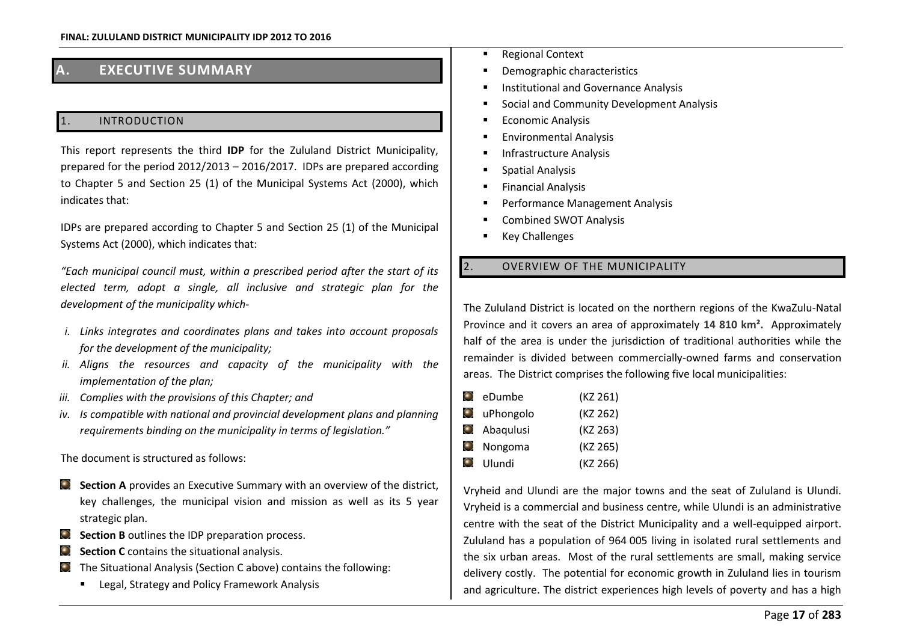# A. EXECUTIVE SUMMARY

## 1. INTRODUCTION

This report represents the third **IDP** for the Zululand District Municipality, prepared for the period 2012/2013 – 2016/2017. IDPs are prepared according to Chapter 5 and Section 25 (1) of the Municipal Systems Act (2000), which indicates that:

IDPs are prepared according to Chapter 5 and Section 25 (1) of the Municipal Systems Act (2000), which indicates that:

*"Each municipal council must, within a prescribed period after the start of its elected term, adopt a single, all inclusive and strategic plan for the development of the municipality which-*

- *i. Links integrates and coordinates plans and takes into account proposals for the development of the municipality;*
- *ii. Aligns the resources and capacity of the municipality with the implementation of the plan;*
- *iii. Complies with the provisions of this Chapter; and*
- *iv. Is compatible with national and provincial development plans and planning requirements binding on the municipality in terms of legislation."*

The document is structured as follows:

- **Section A** provides an Executive Summary with an overview of the district, key challenges, the municipal vision and mission as well as its 5 year strategic plan.
- **Section B** outlines the IDP preparation process.
- **Section C** contains the situational analysis.
- The Situational Analysis (Section C above) contains the following:
  - Legal, Strategy and Policy Framework Analysis
  - Regional Context
  - Demographic characteristics
  - Institutional and Governance Analysis
  - Social and Community Development Analysis
  - Economic Analysis
  - Environmental Analysis
  - Infrastructure Analysis
  - Spatial Analysis
  - Financial Analysis
  - Performance Management Analysis
  - Combined SWOT Analysis
  - Key Challenges

## 2. OVERVIEW OF THE MUNICIPALITY

The Zululand District is located on the northern regions of the KwaZulu-Natal Province and it covers an area of approximately **14 810 km²**. Approximately half of the area is under the jurisdiction of traditional authorities while the remainder is divided between commercially-owned farms and conservation areas. The District comprises the following five local municipalities:

- eDumbe (KZ 261)
- uPhongolo (KZ 262)
- Abaqulusi (KZ 263)
- Nongoma (KZ 265)
- Ulundi (KZ 266)

Vryheid and Ulundi are the major towns and the seat of Zululand is Ulundi. Vryheid is a commercial and business centre, while Ulundi is an administrative centre with the seat of the District Municipality and a well-equipped airport. Zululand has a population of 964 005 living in isolated rural settlements and the six urban areas. Most of the rural settlements are small, making service delivery costly. The potential for economic growth in Zululand lies in tourism and agriculture. The district experiences high levels of poverty and has a high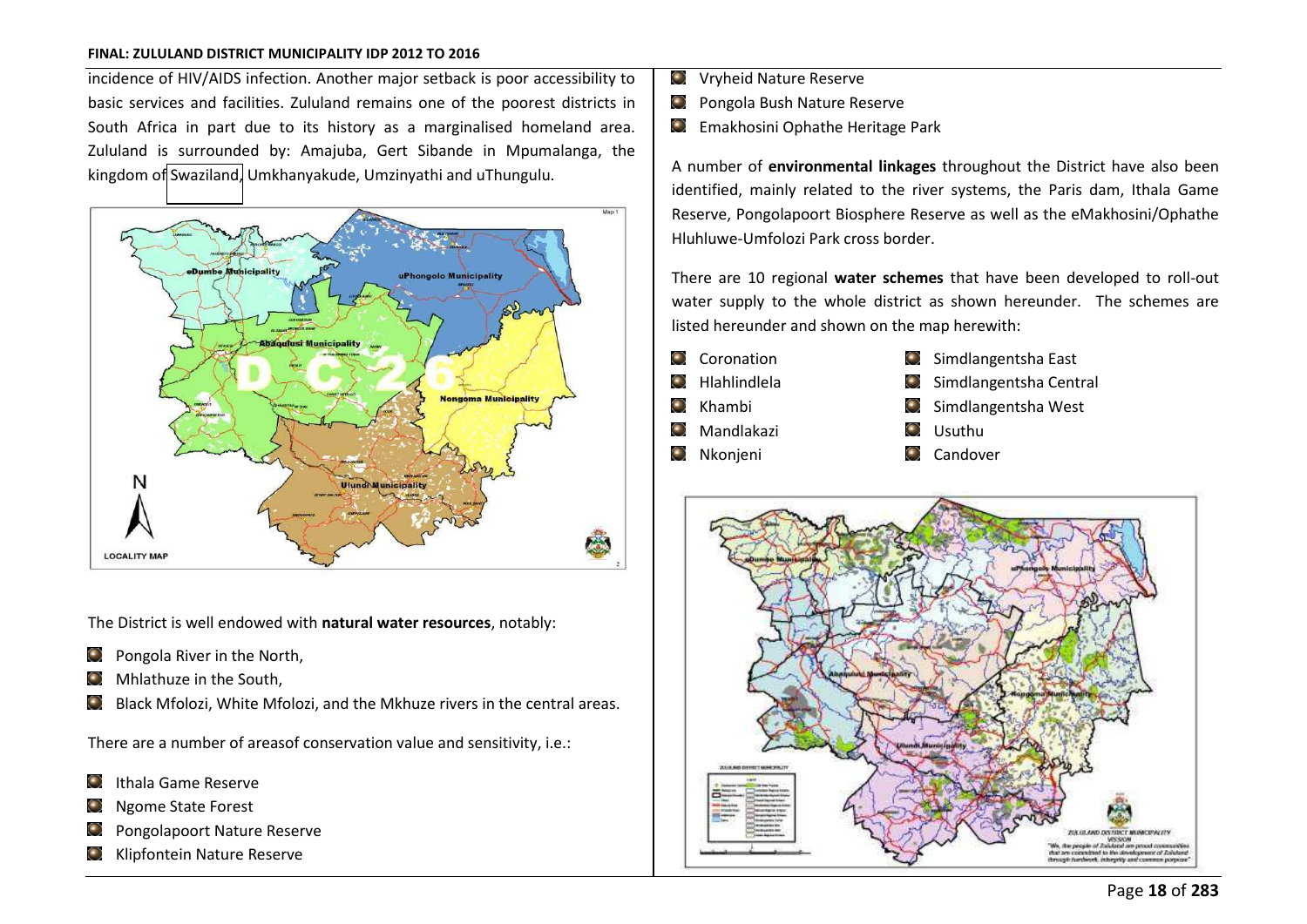incidence of HIV/AIDS infection. Another major setback is poor accessibility to basic services and facilities. Zululand remains one of the poorest districts in South Africa in part due to its history as a marginalised homeland area. Zululand is surrounded by: Amajuba, Gert Sibande in Mpumalanga, the kingdom of Swaziland, Umkhanyakude, Umzinyathi and uThungulu.

The District is well endowed with **natural water resources**, notably:

- Pongola River in the North,
- Mhlathuze in the South,
- Black Mfolozi, White Mfolozi, and the Mkhuze rivers in the central areas.

There are a number of areasof conservation value and sensitivity, i.e.:

- Ithala Game Reserve
- Ngome State Forest
- Pongolapoort Nature Reserve
- Klipfontein Nature Reserve
- Vryheid Nature Reserve
- Pongola Bush Nature Reserve
- Emakhosini Ophathe Heritage Park

A number of **environmental linkages** throughout the District have also been identified, mainly related to the river systems, the Paris dam, Ithala Game Reserve, Pongolapoort Biosphere Reserve as well as the eMakhosini/Ophathe Hluhluwe-Umfolozi Park cross border.

There are 10 regional **water schemes** that have been developed to roll-out water supply to the whole district as shown hereunder. The schemes are listed hereunder and shown on the map herewith:

- Coronation
- Hlahlindlela
- Khambi
- Mandlakazi
- Nkonjeni
- Simdlangentsha East
- Simdlangentsha Central
- Simdlangentsha West
- Usuthu
- Candover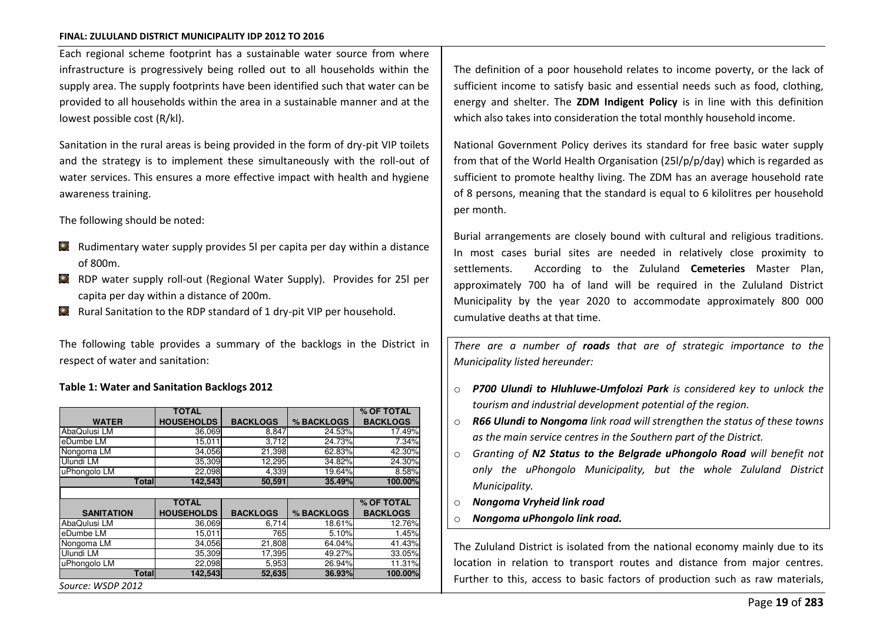Each regional scheme footprint has a sustainable water source from where infrastructure is progressively being rolled out to all households within the supply area. The supply footprints have been identified such that water can be provided to all households within the area in a sustainable manner and at the lowest possible cost (R/kl).

Sanitation in the rural areas is being provided in the form of dry-pit VIP toilets and the strategy is to implement these simultaneously with the roll-out of water services. This ensures a more effective impact with health and hygiene awareness training.

The following should be noted:

- Rudimentary water supply provides 5l per capita per day within a distance of 800m.
- RDP water supply roll-out (Regional Water Supply). Provides for 25l per capita per day within a distance of 200m.
- Rural Sanitation to the RDP standard of 1 dry-pit VIP per household.

The following table provides a summary of the backlogs in the District in respect of water and sanitation:

**Table 1: Water and Sanitation Backlogs 2012**

| WATER | TOTAL HOUSEHOLDS | BACKLOGS | % BACKLOGS | % OF TOTAL BACKLOGS |
|---|---|---|---|---|
| AbaQulusi LM | 36,069 | 8,847 | 24.53% | 17.49% |
| eDumbe LM | 15,011 | 3,712 | 24.73% | 7.34% |
| Nongoma LM | 34,056 | 21,398 | 62.83% | 42.30% |
| Ulundi LM | 35,309 | 12,295 | 34.82% | 24.30% |
| uPhongolo LM | 22,098 | 4,339 | 19.64% | 8.58% |
| **Total** | **142,543** | **50,591** | **35.49%** | **100.00%** |
| | | | | |
| **SANITATION** | **TOTAL HOUSEHOLDS** | **BACKLOGS** | **% BACKLOGS** | **% OF TOTAL BACKLOGS** |
| AbaQulusi LM | 36,069 | 6,714 | 18.61% | 12.76% |
| eDumbe LM | 15,011 | 765 | 5.10% | 1.45% |
| Nongoma LM | 34,056 | 21,808 | 64.04% | 41.43% |
| Ulundi LM | 35,309 | 17,395 | 49.27% | 33.05% |
| uPhongolo LM | 22,098 | 5,953 | 26.94% | 11.31% |
| **Total** | **142,543** | **52,635** | **36.93%** | **100.00%** |

*Source: WSDP 2012*

The definition of a poor household relates to income poverty, or the lack of sufficient income to satisfy basic and essential needs such as food, clothing, energy and shelter. The **ZDM Indigent Policy** is in line with this definition which also takes into consideration the total monthly household income.

National Government Policy derives its standard for free basic water supply from that of the World Health Organisation (25l/p/p/day) which is regarded as sufficient to promote healthy living. The ZDM has an average household rate of 8 persons, meaning that the standard is equal to 6 kilolitres per household per month.

Burial arrangements are closely bound with cultural and religious traditions. In most cases burial sites are needed in relatively close proximity to settlements. According to the Zululand **Cemeteries** Master Plan, approximately 700 ha of land will be required in the Zululand District Municipality by the year 2020 to accommodate approximately 800 000 cumulative deaths at that time.

*There are a number of **roads** that are of strategic importance to the Municipality listed hereunder:*

- ***P700 Ulundi to Hluhluwe-Umfolozi Park** is considered key to unlock the tourism and industrial development potential of the region.*
- ***R66 Ulundi to Nongoma** link road will strengthen the status of these towns as the main service centres in the Southern part of the District.*
- *Granting of **N2 Status to the Belgrade uPhongolo Road** will benefit not only the uPhongolo Municipality, but the whole Zululand District Municipality.*
- ***Nongoma Vryheid link road***
- ***Nongoma uPhongolo link road.***

The Zululand District is isolated from the national economy mainly due to its location in relation to transport routes and distance from major centres. Further to this, access to basic factors of production such as raw materials,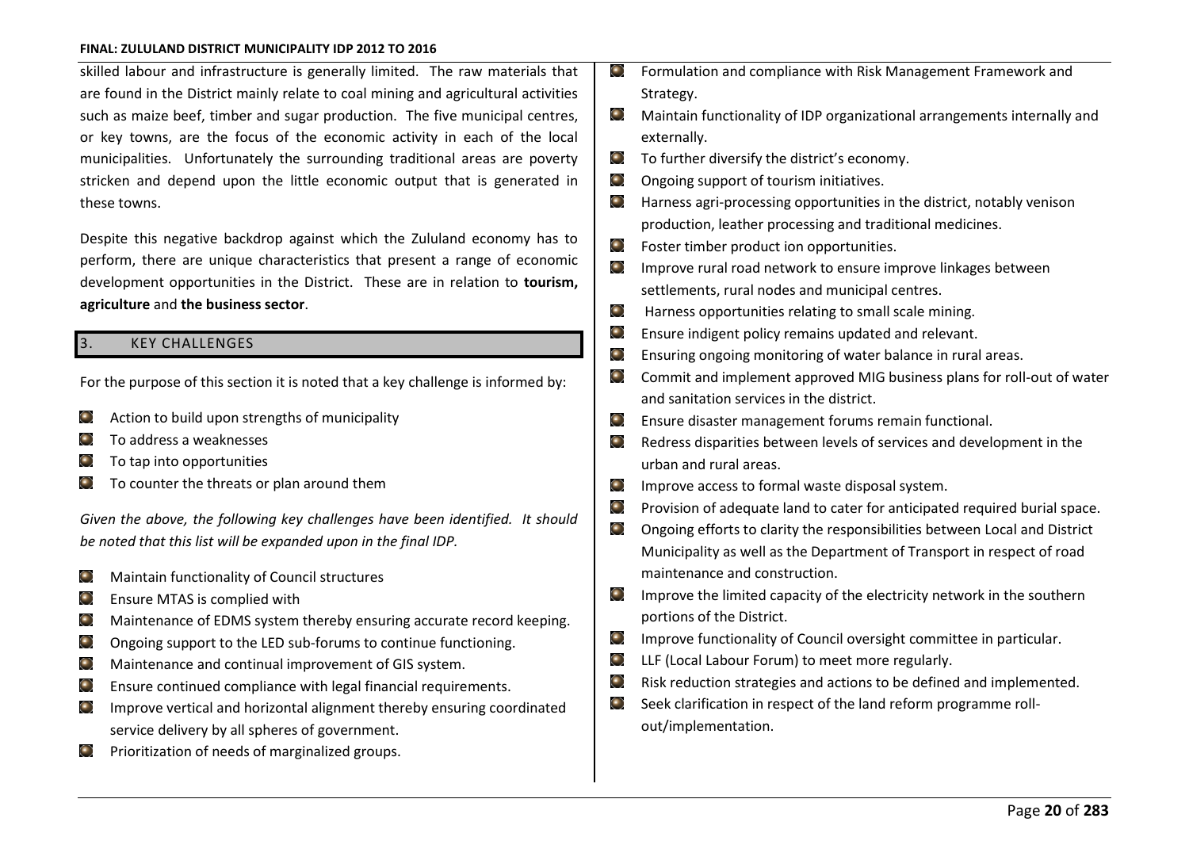skilled labour and infrastructure is generally limited. The raw materials that are found in the District mainly relate to coal mining and agricultural activities such as maize beef, timber and sugar production. The five municipal centres, or key towns, are the focus of the economic activity in each of the local municipalities. Unfortunately the surrounding traditional areas are poverty stricken and depend upon the little economic output that is generated in these towns.

Despite this negative backdrop against which the Zululand economy has to perform, there are unique characteristics that present a range of economic development opportunities in the District. These are in relation to **tourism, agriculture** and **the business sector**.

## 3. KEY CHALLENGES

For the purpose of this section it is noted that a key challenge is informed by:

- Action to build upon strengths of municipality
- To address a weaknesses
- To tap into opportunities
- To counter the threats or plan around them

*Given the above, the following key challenges have been identified. It should be noted that this list will be expanded upon in the final IDP.*

- Maintain functionality of Council structures
- Ensure MTAS is complied with
- Maintenance of EDMS system thereby ensuring accurate record keeping.
- Ongoing support to the LED sub-forums to continue functioning.
- Maintenance and continual improvement of GIS system.
- Ensure continued compliance with legal financial requirements.
- Improve vertical and horizontal alignment thereby ensuring coordinated service delivery by all spheres of government.
- Prioritization of needs of marginalized groups.
- Formulation and compliance with Risk Management Framework and Strategy.
- Maintain functionality of IDP organizational arrangements internally and externally.
- To further diversify the district's economy.
- Ongoing support of tourism initiatives.
- Harness agri-processing opportunities in the district, notably venison production, leather processing and traditional medicines.
- Foster timber product ion opportunities.
- Improve rural road network to ensure improve linkages between settlements, rural nodes and municipal centres.
- Harness opportunities relating to small scale mining.
- Ensure indigent policy remains updated and relevant.
- Ensuring ongoing monitoring of water balance in rural areas.
- Commit and implement approved MIG business plans for roll-out of water and sanitation services in the district.
- Ensure disaster management forums remain functional.
- Redress disparities between levels of services and development in the urban and rural areas.
- Improve access to formal waste disposal system.
- Provision of adequate land to cater for anticipated required burial space.
- Ongoing efforts to clarity the responsibilities between Local and District Municipality as well as the Department of Transport in respect of road maintenance and construction.
- Improve the limited capacity of the electricity network in the southern portions of the District.
- Improve functionality of Council oversight committee in particular.
- LLF (Local Labour Forum) to meet more regularly.
- Risk reduction strategies and actions to be defined and implemented.
- Seek clarification in respect of the land reform programme roll-out/implementation.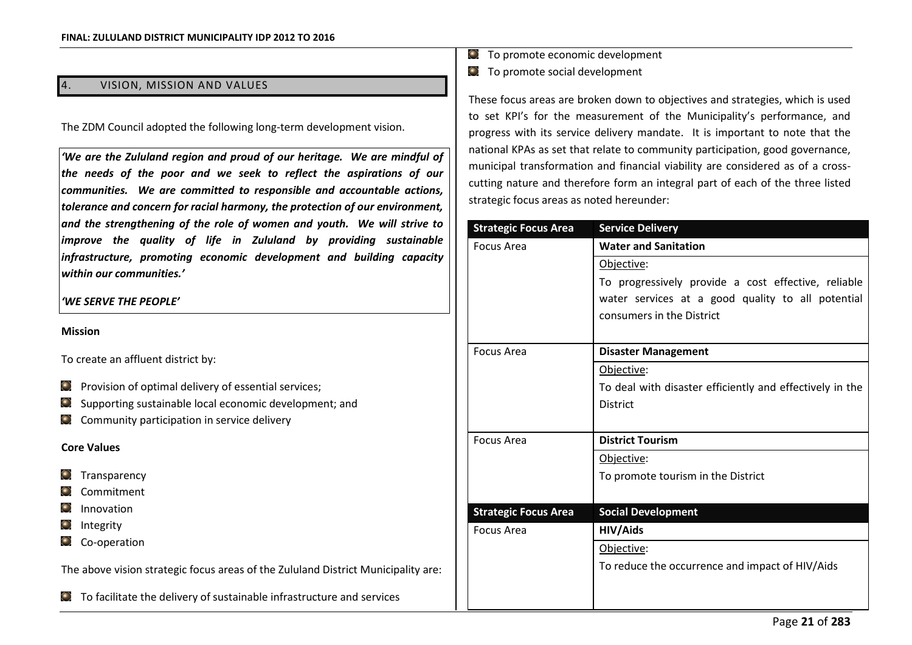## 4. VISION, MISSION AND VALUES

The ZDM Council adopted the following long-term development vision.

***'We are the Zululand region and proud of our heritage. We are mindful of the needs of the poor and we seek to reflect the aspirations of our communities. We are committed to responsible and accountable actions, tolerance and concern for racial harmony, the protection of our environment, and the strengthening of the role of women and youth. We will strive to improve the quality of life in Zululand by providing sustainable infrastructure, promoting economic development and building capacity within our communities.'***

***'WE SERVE THE PEOPLE'***

**Mission**

To create an affluent district by:

- Provision of optimal delivery of essential services;
- Supporting sustainable local economic development; and
- Community participation in service delivery

**Core Values**

- Transparency
- Commitment
- Innovation
- Integrity
- Co-operation

The above vision strategic focus areas of the Zululand District Municipality are:

- To facilitate the delivery of sustainable infrastructure and services
- To promote economic development
- To promote social development

These focus areas are broken down to objectives and strategies, which is used to set KPI's for the measurement of the Municipality's performance, and progress with its service delivery mandate. It is important to note that the national KPAs as set that relate to community participation, good governance, municipal transformation and financial viability are considered as of a cross-cutting nature and therefore form an integral part of each of the three listed strategic focus areas as noted hereunder:

| **Strategic Focus Area** | **Service Delivery** |
|---|---|
| Focus Area | **Water and Sanitation** |
| | Objective:<br>To progressively provide a cost effective, reliable water services at a good quality to all potential consumers in the District |
| Focus Area | **Disaster Management** |
| | Objective:<br>To deal with disaster efficiently and effectively in the District |
| Focus Area | **District Tourism** |
| | Objective:<br>To promote tourism in the District |
| **Strategic Focus Area** | **Social Development** |
| Focus Area | **HIV/Aids** |
| | Objective:<br>To reduce the occurrence and impact of HIV/Aids |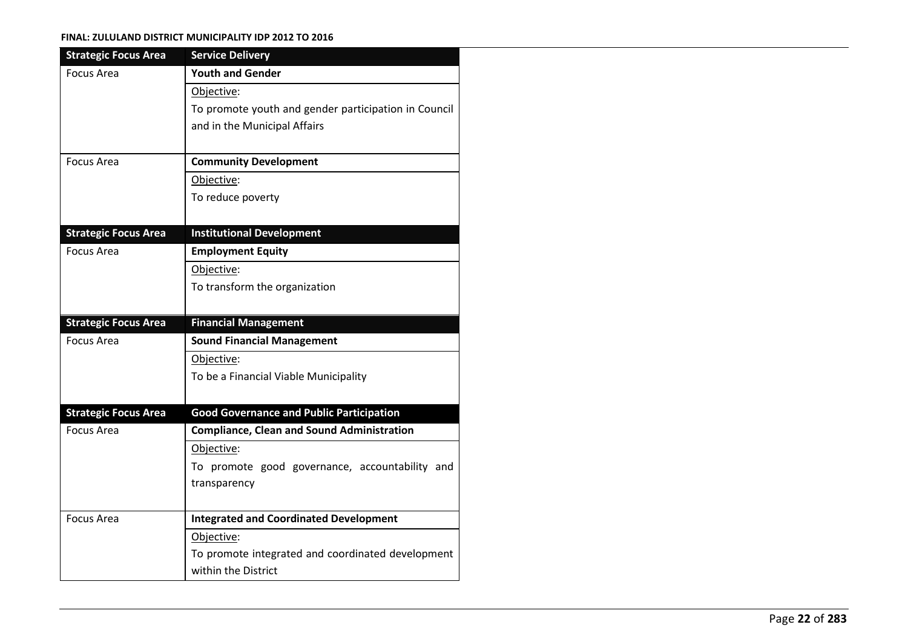| Strategic Focus Area | Service Delivery |
|---|---|
| Focus Area | **Youth and Gender** |
| | Objective:<br>To promote youth and gender participation in Council and in the Municipal Affairs |
| Focus Area | **Community Development** |
| | Objective:<br>To reduce poverty |
| **Strategic Focus Area** | **Institutional Development** |
| Focus Area | **Employment Equity** |
| | Objective:<br>To transform the organization |
| **Strategic Focus Area** | **Financial Management** |
| Focus Area | **Sound Financial Management** |
| | Objective:<br>To be a Financial Viable Municipality |
| **Strategic Focus Area** | **Good Governance and Public Participation** |
| Focus Area | **Compliance, Clean and Sound Administration** |
| | Objective:<br>To promote good governance, accountability and transparency |
| Focus Area | **Integrated and Coordinated Development** |
| | Objective:<br>To promote integrated and coordinated development within the District |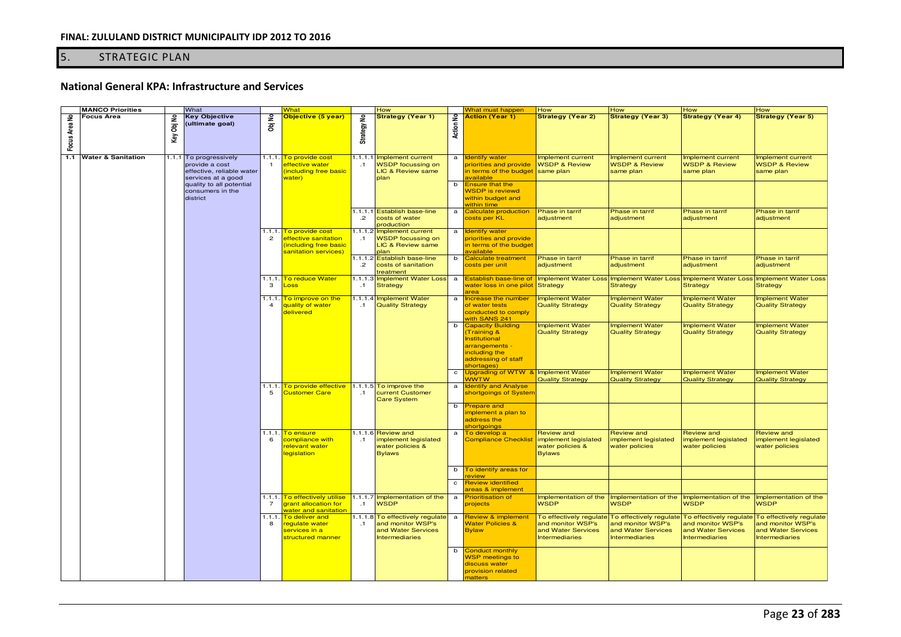## 5. STRATEGIC PLAN

### National General KPA: Infrastructure and Services

| | MANCO Priorities | | What | | What | | How | | What must happen | How | How | How | How |
|---|---|---|---|---|---|---|---|---|---|---|---|---|---|
| Focus Area No | Focus Area | Key Obj No | Key Objective (ultimate goal) | Obj No | Objective (5 year) | Strategy No | Strategy (Year 1) | Action No | Action (Year 1) | Strategy (Year 2) | Strategy (Year 3) | Strategy (Year 4) | Strategy (Year 5) |
| 1.1 | Water & Sanitation | 1.1.1 | To progressively provide a cost effective, reliable water services at a good quality to all potential consumers in the district | 1.1.1.1 | To provide cost effective water (including free basic water) | 1.1.1.1.1 | Implement current WSDP focussing on LIC & Review same plan | a | Identify water priorities and provide in terms of the budget available | Implement current WSDP & Review same plan | Implement current WSDP & Review same plan | Implement current WSDP & Review same plan | Implement current WSDP & Review same plan |
| | | | | | | | | b | Ensure that the WSDP is reviewd within budget and within time | | | | |
| | | | | | | 1.1.1.1.2 | Establish base-line costs of water production | a | Calculate production costs per KL | Phase in tarrif adjustment | Phase in tarrif adjustment | Phase in tarrif adjustment | Phase in tarrif adjustment |
| | | | | 1.1.1.2 | To provide cost effective sanitation (including free basic sanitation services) | 1.1.1.2.1 | Implement current WSDP focussing on LIC & Review same plan | a | Identify water priorities and provide in terms of the budget available | | | | |
| | | | | | | 1.1.1.2.2 | Establish base-line costs of sanitation treatment | b | Calculate treatment costs per unit | Phase in tarrif adjustment | Phase in tarrif adjustment | Phase in tarrif adjustment | Phase in tarrif adjustment |
| | | | | 1.1.1.3 | To reduce Water Loss | 1.1.1.3.1 | Implement Water Loss Strategy | a | Establish base-line of water loss in one pilot area | Implement Water Loss Strategy | Implement Water Loss Strategy | Implement Water Loss Strategy | Implement Water Loss Strategy |
| | | | | 1.1.1.4 | To improve on the quality of water delivered | 1.1.1.4.1 | Implement Water Quality Strategy | a | Increase the number of water tests conducted to comply with SANS 241 | Implement Water Quality Strategy | Implement Water Quality Strategy | Implement Water Quality Strategy | Implement Water Quality Strategy |
| | | | | | | | | b | Capacity Building (Training & Institutional arrangements - including the addressing of staff shortages) | Implement Water Quality Strategy | Implement Water Quality Strategy | Implement Water Quality Strategy | Implement Water Quality Strategy |
| | | | | | | | | c | Upgrading of WTW & WWTW | Implement Water Quality Strategy | Implement Water Quality Strategy | Implement Water Quality Strategy | Implement Water Quality Strategy |
| | | | | 1.1.1.5 | To provide effective Customer Care | 1.1.1.5.1 | To improve the current Customer Care System | a | Identify and Analyse shortgoings of System | | | | |
| | | | | | | | | b | Prepare and implement a plan to address the shortgoings | | | | |
| | | | | 1.1.1.6 | To ensure compliance with relevant water legislation | 1.1.1.6.1 | Review and implement legislated water policies & Bylaws | a | To develop a Compliance Checklist | Review and implement legislated water policies & Bylaws | Review and implement legislated water policies | Review and implement legislated water policies | Review and implement legislated water policies |
| | | | | | | | | b | To identify areas for review | | | | |
| | | | | | | | | c | Review identified areas & implement | | | | |
| | | | | 1.1.1.7 | To effectively utilise grant allocation for water and sanitation | 1.1.1.7.1 | Implementation of the WSDP | a | Prioritisation of projects | Implementation of the WSDP | Implementation of the WSDP | Implementation of the WSDP | Implementation of the WSDP |
| | | | | 1.1.1.8 | To deliver and regulate water services in a structured manner | 1.1.1.8.1 | To effectively regulate and monitor WSP's and Water Services Intermediaries | a | Review & implement Water Policies & Bylaw | To effectively regulate and monitor WSP's and Water Services Intermediaries | To effectively regulate and monitor WSP's and Water Services Intermediaries | To effectively regulate and monitor WSP's and Water Services Intermediaries | To effectively regulate and monitor WSP's and Water Services Intermediaries |
| | | | | | | | | b | Conduct monthly WSP meetings to discuss water provision related matters | | | | |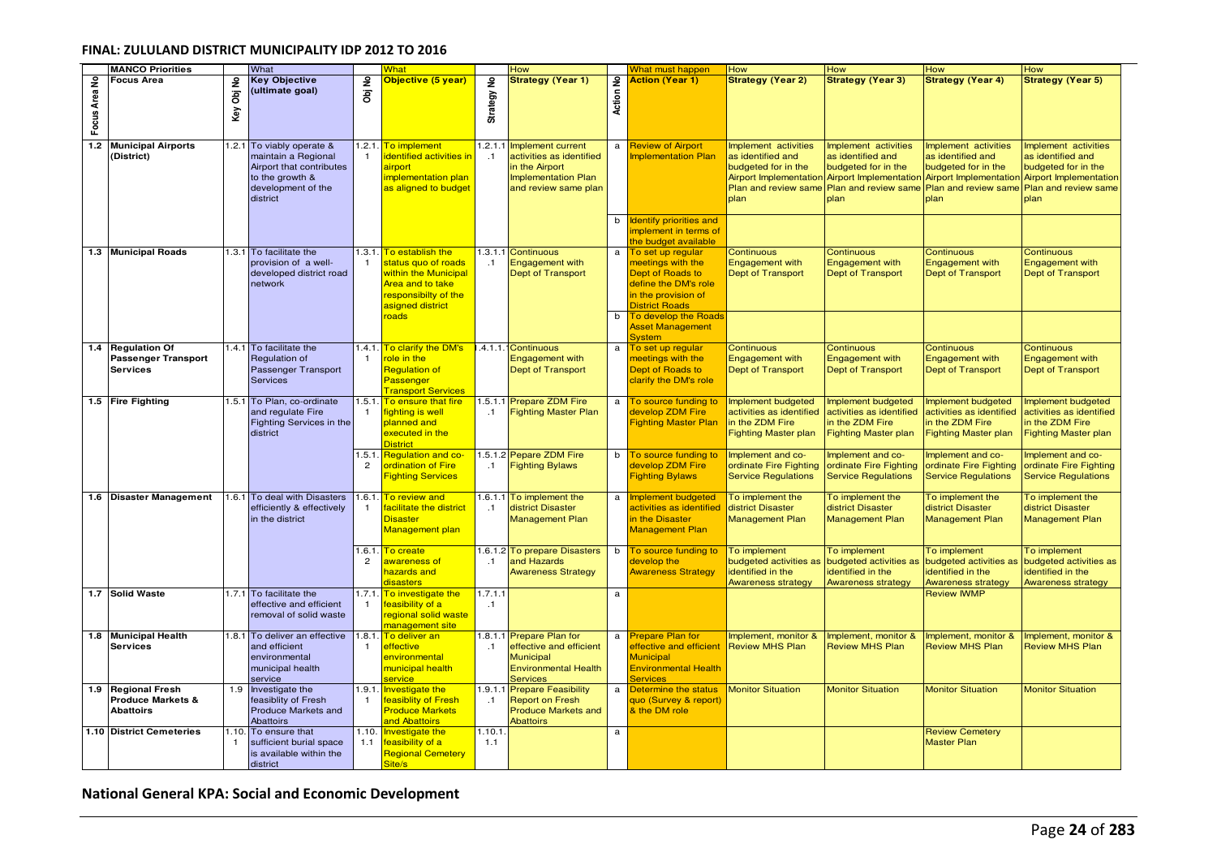## FINAL: ZULULAND DISTRICT MUNICIPALITY IDP 2012 TO 2016

| | MANCO Priorities | | What | | What | | How | | What must happen | How | How | How | How |
|---|---|---|---|---|---|---|---|---|---|---|---|---|---|
| Focus Area No | Focus Area | Key Obj No | Key Objective (ultimate goal) | Obj No | Objective (5 year) | Strategy No | Strategy (Year 1) | Action No | Action (Year 1) | Strategy (Year 2) | Strategy (Year 3) | Strategy (Year 4) | Strategy (Year 5) |
| 1.2 | Municipal Airports (District) | 1.2.1 | To viably operate & maintain a Regional Airport that contributes to the growth & development of the district | 1.2.1.1 | To implement identified activities in airport implementation plan as aligned to budget | 1.2.1.1.1 | Implement current activities as identified in the Airport Implementation Plan and review same plan | a | Review of Airport Implementation Plan | Implement activities as identified and budgeted for in the Airport Implementation Plan and review same plan | Implement activities as identified and budgeted for in the Airport Implementation Plan and review same plan | Implement activities as identified and budgeted for in the Airport Implementation Plan and review same plan | Implement activities as identified and budgeted for in the Airport Implementation Plan and review same plan |
| | | | | | | | | b | Identify priorities and implement in terms of the budget available | | | | |
| 1.3 | Municipal Roads | 1.3.1 | To facilitate the provision of a well-developed district road network | 1.3.1.1 | To establish the status quo of roads within the Municipal Area and to take responsibilty of the asigned district roads | 1.3.1.1.1 | Continuous Engagement with Dept of Transport | a | To set up regular meetings with the Dept of Roads to define the DM's role in the provision of District Roads | Continuous Engagement with Dept of Transport | Continuous Engagement with Dept of Transport | Continuous Engagement with Dept of Transport | Continuous Engagement with Dept of Transport |
| | | | | | | | | b | To develop the Roads Asset Management System | | | | |
| 1.4 | Regulation Of Passenger Transport Services | 1.4.1 | To facilitate the Regulation of Passenger Transport Services | 1.4.1.1 | To clarify the DM's role in the Regulation of Passenger Transport Services | 1.4.1.1.1 | Continuous Engagement with Dept of Transport | a | To set up regular meetings with the Dept of Roads to clarify the DM's role | Continuous Engagement with Dept of Transport | Continuous Engagement with Dept of Transport | Continuous Engagement with Dept of Transport | Continuous Engagement with Dept of Transport |
| 1.5 | Fire Fighting | 1.5.1 | To Plan, co-ordinate and regulate Fire Fighting Services in the district | 1.5.1.1 | To ensure that fire fighting is well planned and executed in the District | 1.5.1.1.1 | Prepare ZDM Fire Fighting Master Plan | a | To source funding to develop ZDM Fire Fighting Master Plan | Implement budgeted activities as identified in the ZDM Fire Fighting Master plan | Implement budgeted activities as identified in the ZDM Fire Fighting Master plan | Implement budgeted activities as identified in the ZDM Fire Fighting Master plan | Implement budgeted activities as identified in the ZDM Fire Fighting Master plan |
| | | | | 1.5.1.2 | Regulation and co-ordination of Fire Fighting Services | 1.5.1.2.1 | Pepare ZDM Fire Fighting Bylaws | b | To source funding to develop ZDM Fire Fighting Bylaws | Implement and co-ordinate Fire Fighting Service Regulations | Implement and co-ordinate Fire Fighting Service Regulations | Implement and co-ordinate Fire Fighting Service Regulations | Implement and co-ordinate Fire Fighting Service Regulations |
| 1.6 | Disaster Management | 1.6.1 | To deal with Disasters efficiently & effectively in the district | 1.6.1.1 | To review and facilitate the district Disaster Management plan | 1.6.1.1.1 | To implement the district Disaster Management Plan | a | Implement budgeted activities as identified in the Disaster Management Plan | To implement the district Disaster Management Plan | To implement the district Disaster Management Plan | To implement the district Disaster Management Plan | To implement the district Disaster Management Plan |
| | | | | 1.6.1.2 | To create awareness of hazards and disasters | 1.6.1.2.1 | To prepare Disasters and Hazards Awareness Strategy | b | To source funding to develop the Awareness Strategy | To implement budgeted activities as identified in the Awareness strategy | To implement budgeted activities as identified in the Awareness strategy | To implement budgeted activities as identified in the Awareness strategy | To implement budgeted activities as identified in the Awareness strategy |
| 1.7 | Solid Waste | 1.7.1 | To facilitate the effective and efficient removal of solid waste | 1.7.1.1 | To investigate the feasibility of a regional solid waste management site | 1.7.1.1.1 | | a | | | | Review IWMP | |
| 1.8 | Municipal Health Services | 1.8.1 | To deliver an effective and efficient environmental municipal health service | 1.8.1.1 | To deliver an effective environmental municipal health service | 1.8.1.1.1 | Prepare Plan for effective and efficient Municipal Environmental Health Services | a | Prepare Plan for effective and efficient Municipal Environmental Health Services | Implement, monitor & Review MHS Plan | Implement, monitor & Review MHS Plan | Implement, monitor & Review MHS Plan | Implement, monitor & Review MHS Plan |
| 1.9 | Regional Fresh Produce Markets & Abattoirs | 1.9 | Investigate the feasiblity of Fresh Produce Markets and Abattoirs | 1.9.1.1 | Investigate the feasiblity of Fresh Produce Markets and Abattoirs | 1.9.1.1.1 | Prepare Feasibility Report on Fresh Produce Markets and Abattoirs | a | Determine the status quo (Survey & report) & the DM role | Monitor Situation | Monitor Situation | Monitor Situation | Monitor Situation |
| 1.10 | District Cemeteries | 1.10.1 | To ensure that sufficient burial space is available within the district | 1.10.1.1 | Investigate the feasibility of a Regional Cemetery Site/s | 1.10.1.1.1 | | a | | | | Review Cemetery Master Plan | |

## National General KPA: Social and Economic Development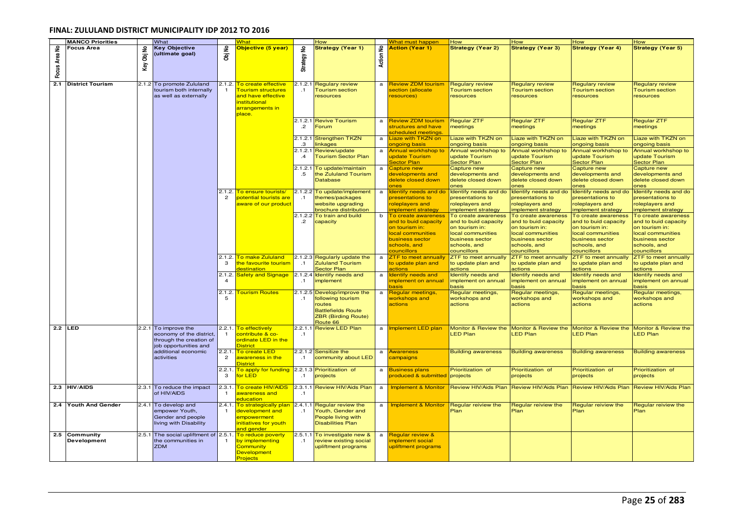# FINAL: ZULULAND DISTRICT MUNICIPALITY IDP 2012 TO 2016

| | MANCO Priorities | | What | | What | | How | | What must happen | How | How | How | How |
|---|---|---|---|---|---|---|---|---|---|---|---|---|---|
| Focus Area No | Focus Area | Key Obj No | Key Objective (ultimate goal) | Obj No | Objective (5 year) | Strategy No | Strategy (Year 1) | Action No | Action (Year 1) | Strategy (Year 2) | Strategy (Year 3) | Strategy (Year 4) | Strategy (Year 5) |
| 2.1 | District Tourism | 2.1.2 | To promote Zululand tourism both internally as well as externally | 2.1.2.1 | To create effective Tourism structures and have effective institutional arrangements in place. | 2.1.2.1.1 | Regulary review Tourism section resources | a | Review ZDM tourism section (allocate resources) | Regulary review Tourism section resources | Regulary review Tourism section resources | Regulary review Tourism section resources | Regulary review Tourism section resources |
| | | | | | | 2.1.2.1.2 | Revive Tourism Forum | a | Review ZDM tourism structures and have scheduled meetings. | Regular ZTF meetings | Regular ZTF meetings | Regular ZTF meetings | Regular ZTF meetings |
| | | | | | | 2.1.2.1.3 | Strengthen TKZN linkages | a | Liaze with TKZN on ongoing basis | Liaze with TKZN on ongoing basis | Liaze with TKZN on ongoing basis | Liaze with TKZN on ongoing basis | Liaze with TKZN on ongoing basis |
| | | | | | | 2.1.2.1.4 | Review/update Tourism Sector Plan | a | Annual workhshop to update Tourism Sector Plan | Annual workhshop to update Tourism Sector Plan | Annual workhshop to update Tourism Sector Plan | Annual workhshop to update Tourism Sector Plan | Annual workhshop to update Tourism Sector Plan |
| | | | | | | 2.1.2.1.5 | To update/maintain the Zululand Tourism Database | a | Capture new developments and delete closed down ones | Capture new developments and delete closed down ones | Capture new developments and delete closed down ones | Capture new developments and delete closed down ones | Capture new developments and delete closed down ones |
| | | | | 2.1.2.2 | To ensure tourists/ potential tourists are aware of our product | 2.1.2.2.1 | To update/implement themes/packages website upgrading brochure distribution | a | Identify needs and do presentations to roleplayers and implement strategy | Identify needs and do presentations to roleplayers and implement strategy | Identify needs and do presentations to roleplayers and implement strategy | Identify needs and do presentations to roleplayers and implement strategy | Identify needs and do presentations to roleplayers and implement strategy |
| | | | | | | 2.1.2.2.2 | To train and build capacity | b | To create awareness and to buid capacity on tourism in: local communities business sector schools, and councillors | To create awareness and to buid capacity on tourism in: local communities business sector schools, and councillors | To create awareness and to buid capacity on tourism in: local communities business sector schools, and councillors | To create awareness and to buid capacity on tourism in: local communities business sector schools, and councillors | To create awareness and to buid capacity on tourism in: local communities business sector schools, and councillors |
| | | | | 2.1.2.3 | To make Zululand the favourite tourism destination | 2.1.2.3.1 | Regularly update the Zululand Tourism Sector Plan | a | ZTF to meet annually to update plan and actions | ZTF to meet annually to update plan and actions | ZTF to meet annually to update plan and actions | ZTF to meet annually to update plan and actions | ZTF to meet annually to update plan and actions |
| | | | | 2.1.2.4 | Safety and Signage | 2.1.2.4.1 | Identify needs and implement | a | Identify needs and implement on annual basis | Identify needs and implement on annual basis | Identify needs and implement on annual basis | Identify needs and implement on annual basis | Identify needs and implement on annual basis |
| | | | | 2.1.2.5 | Tourism Routes | 2.1.2.5.1 | Develop/improve the following tourism routes Battlefields Route ZBR (Birding Route) Route 66 | a | Regular meetings, workshops and actions | Regular meetings, workshops and actions | Regular meetings, workshops and actions | Regular meetings, workshops and actions | Regular meetings, workshops and actions |
| 2.2 | LED | 2.2.1 | To improve the economy of the district, through the creation of job opportunities and additional economic activities | 2.2.1.1 | To effectively contribute & co-ordinate LED in the District | 2.2.1.1.1 | Review LED Plan | a | Implement LED plan | Monitor & Review the LED Plan | Monitor & Review the LED Plan | Monitor & Review the LED Plan | Monitor & Review the LED Plan |
| | | | | 2.2.1.2 | To create LED awareness in the District | 2.2.1.2.1 | Sensitize the community about LED | a | Awareness campaigns | Building awareness | Building awareness | Building awareness | Building awareness |
| | | | | 2.2.1.3 | To apply for funding for LED | 2.2.1.3.1 | Prioritization of projects | a | Business plans produced & submitted | Prioritization of projects | Prioritization of projects | Prioritization of projects | Prioritization of projects |
| 2.3 | HIV/AIDS | 2.3.1 | To reduce the impact of HIV/AIDS | 2.3.1.1 | To create HIV/AIDS awareness and education | 2.3.1.1.1 | Review HIV/Aids Plan | a | Implement & Monitor | Review HIV/Aids Plan | Review HIV/Aids Plan | Review HIV/Aids Plan | Review HIV/Aids Plan |
| 2.4 | Youth And Gender | 2.4.1 | To develop and empower Youth, Gender and people living with Disability | 2.4.1.1 | To strategically plan development and empowerment initiatives for youth and gender | 2.4.1.1.1 | Regular review the Youth, Gender and People living with Disabilities Plan | a | Implement & Monitor | Regular reiview the Plan | Regular reiview the Plan | Regular reiview the Plan | Regular reiview the Plan |
| 2.5 | Community Development | 2.5.1 | The social upliftment of the communities in ZDM | 2.5.1.1 | To reduce poverty by implementing Community Development Projects | 2.5.1.1.1 | To investigate new & review existing social upliftment programs | a | Regular review & implement social upliftment programs | | | | |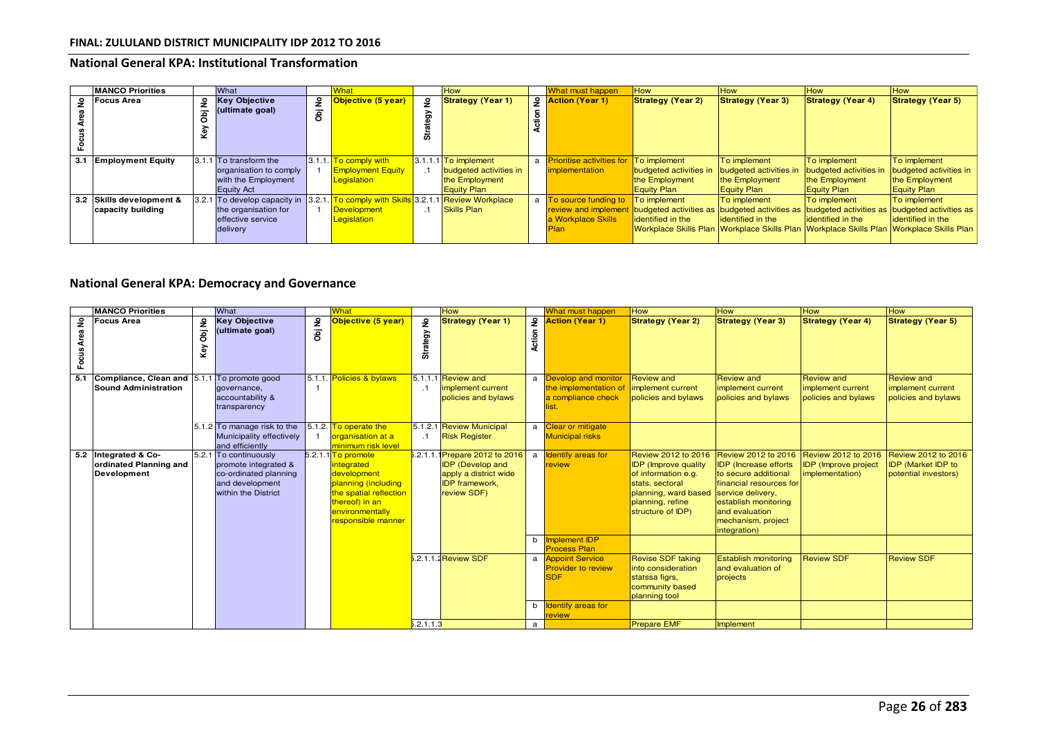## National General KPA: Institutional Transformation

| | MANCO Priorities | | What | | What | | How | | What must happen | How | How | How | How |
|---|---|---|---|---|---|---|---|---|---|---|---|---|---|
| Focus Area No | Focus Area | Key Obj No | Key Objective (ultimate goal) | Obj No | Objective (5 year) | Strategy No | Strategy (Year 1) | Action No | Action (Year 1) | Strategy (Year 2) | Strategy (Year 3) | Strategy (Year 4) | Strategy (Year 5) |
| 3.1 | Employment Equity | 3.1.1 | To transform the organisation to comply with the Employment Equity Act | 3.1.1.1 | To comply with Employment Equity Legislation | 3.1.1.1.1 | To implement budgeted activities in the Employment Equity Plan | a | Prioritise activities for implementation | To implement budgeted activities in the Employment Equity Plan | To implement budgeted activities in the Employment Equity Plan | To implement budgeted activities in the Employment Equity Plan | To implement budgeted activities in the Employment Equity Plan |
| 3.2 | Skills development & capacity building | 3.2.1 | To develop capacity in the organisation for effective service delivery | 3.2.1.1 | To comply with Skills Development Legislation | 3.2.1.1.1 | Review Workplace Skills Plan | a | To source funding to review and implement a Workplace Skills Plan | To implement budgeted activities as identified in the Workplace Skills Plan | To implement budgeted activities as identified in the Workplace Skills Plan | To implement budgeted activities as identified in the Workplace Skills Plan | To implement budgeted activities as identified in the Workplace Skills Plan |

## National General KPA: Democracy and Governance

| | MANCO Priorities | | What | | What | | How | | What must happen | How | How | How | How |
|---|---|---|---|---|---|---|---|---|---|---|---|---|---|
| Focus Area No | Focus Area | Key Obj No | Key Objective (ultimate goal) | Obj No | Objective (5 year) | Strategy No | Strategy (Year 1) | Action No | Action (Year 1) | Strategy (Year 2) | Strategy (Year 3) | Strategy (Year 4) | Strategy (Year 5) |
| 5.1 | Compliance, Clean and Sound Administration | 5.1.1 | To promote good governance, accountability & transparency | 5.1.1.1 | Policies & bylaws | 5.1.1.1.1 | Review and implement current policies and bylaws | a | Develop and monitor the implementation of a compliance check list. | Review and implement current policies and bylaws | Review and implement current policies and bylaws | Review and implement current policies and bylaws | Review and implement current policies and bylaws |
| | | 5.1.2 | To manage risk to the Municipality effectively and efficiently | 5.1.2.1 | To operate the organisation at a minimum risk level | 5.1.2.1.1 | Review Municipal Risk Register | a | Clear or mitigate Municipal risks | | | | |
| 5.2 | Integrated & Co-ordinated Planning and Development | 5.2.1 | To continuously promote integrated & co-ordinated planning and development within the District | 5.2.1.1 | To promote integrated development planning (including the spatial reflection thereof) in an environmentally responsible manner | 5.2.1.1.1 | Prepare 2012 to 2016 IDP (Develop and apply a district wide IDP framework, review SDF) | a | Identify areas for review | Review 2012 to 2016 IDP (Improve quality of information e.g. stats, sectoral planning, ward based planning, refine structure of IDP) | Review 2012 to 2016 IDP (Increase efforts to secure additional financial resources for service delivery, establish monitoring and evaluation mechanism, project integration) | Review 2012 to 2016 IDP (Improve project implementation) | Review 2012 to 2016 IDP (Market IDP to potential investors) |
| | | | | | | | | b | Implement IDP Process Plan | | | | |
| | | | | | | 5.2.1.1.2 | Review SDF | a | Appoint Service Provider to review SDF | Revise SDF taking into consideration statssa figrs, community based planning tool | Establish monitoring and evaluation of projects | Review SDF | Review SDF |
| | | | | | | | | b | Identify areas for review | | | | |
| | | | | | | 5.2.1.1.3 | | a | | Prepare EMF | Implement | | |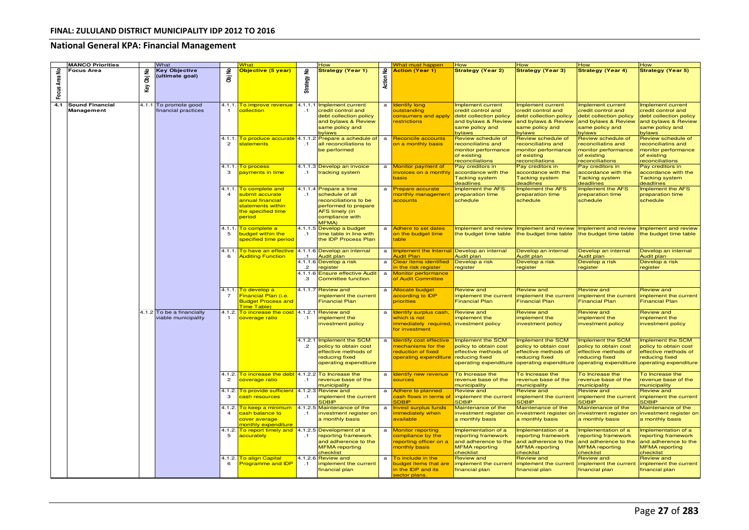## National General KPA: Financial Management

| MANCO Priorities | | What | | What | | How | | What must happen | How | How | How | How |
|---|---|---|---|---|---|---|---|---|---|---|---|---|
| Focus Area No | Focus Area | Key Obj No | Key Objective (ultimate goal) | Obj No | Objective (5 year) | Strategy No | Strategy (Year 1) | Action No | Action (Year 1) | Strategy (Year 2) | Strategy (Year 3) | Strategy (Year 4) | Strategy (Year 5) |
| 4.1 | Sound Financial Management | 4.1.1 | To promote good financial practices | 4.1.1.1 | To improve revenue collection | 4.1.1.1.1 | Implement current credit control and debt collection policy and bylaws & Review same policy and bylaws | a | Identify long outstanding consumers and apply restrictions | Implement current credit control and debt collection policy and bylaws & Review same policy and bylaws | Implement current credit control and debt collection policy and bylaws & Review same policy and bylaws | Implement current credit control and debt collection policy and bylaws & Review same policy and bylaws | Implement current credit control and debt collection policy and bylaws & Review same policy and bylaws |
| | | | | 4.1.1.2 | To produce accurate statements | 4.1.1.2.1 | Prepare a schedule of all reconciliations to be performed | a | Reconcile accounts on a monthly basis | Review schedule of reconciliatins and monitor performance of existing reconciliations | Review schedule of reconciliatins and monitor performance of existing reconciliations | Review schedule of reconciliatins and monitor performance of existing reconciliations | Review schedule of reconciliatins and monitor performance of existing reconciliations |
| | | | | 4.1.1.3 | To process payments in time | 4.1.1.3.1 | Develop an invoice tracking system | a | Monitor payment of invoices on a monthly basis | Pay creditors in accordance with the Tacking system deadlines | Pay creditors in accordance with the Tacking system deadlines | Pay creditors in accordance with the Tacking system deadlines | Pay creditors in accordance with the Tacking system deadlines |
| | | | | 4.1.1.4 | To complete and submit accurate annual financial statements within the specified time period | 4.1.1.4.1 | Prepare a time schedule of all reconciliations to be performed to prepare AFS timely (in compliance with MFMA) | a | Prepare accurate monthly management accounts | Implement the AFS preparation time schedule | Implement the AFS preparation time schedule | Implement the AFS preparation time schedule | Implement the AFS preparation time schedule |
| | | | | 4.1.1.5 | To complete a budget within the specified time period | 4.1.1.5.1 | Develop a budget time table in line with the IDP Process Plan | a | Adhere to set dates on the budget time table | Implement and review the budget time table | Implement and review the budget time table | Implement and review the budget time table | Implement and review the budget time table |
| | | | | 4.1.1.6 | To have an effective Auditing Function | 4.1.1.6.1 | Develop an internal Audit plan | a | Implement the Internal Audit Plan | Develop an internal Audit plan | Develop an internal Audit plan | Develop an internal Audit plan | Develop an internal Audit plan |
| | | | | | | 4.1.1.6.2 | Develop a risk register | a | Clear items identified in the risk register | Develop a risk register | Develop a risk register | Develop a risk register | Develop a risk register |
| | | | | | | 4.1.1.6.3 | Ensure effective Audit Committee function | a | Monitor performance of Audit Committee | | | | |
| | | | | 4.1.1.7 | To develop a Financial Plan (i.e. Budget Process and Time Table) | 4.1.1.7 | Review and implement the current Financial Plan | a | Allocate budget according to IDP priorities | Review and implement the current Financial Plan | Review and implement the current Financial Plan | Review and implement the current Financial Plan | Review and implement the current Financial Plan |
| | | 4.1.2 | To be a financially viable municipality | 4.1.2.1 | To increase the cost coverage ratio | 4.1.2.1.1 | Review and implement the investment policy | a | Identify surplus cash, which is not immediately required, for investment | Review and implement the investment policy | Review and implement the investment policy | Review and implement the investment policy | Review and implement the investment policy |
| | | | | | | 4.1.2.1.2 | Implement the SCM policy to obtain cost effective methods of reducing fixed operating expenditure | a | Identify cost effective mechanisms for the reduction of fixed operating expenditure | Implement the SCM policy to obtain cost effective methods of reducing fixed operating expenditure | Implement the SCM policy to obtain cost effective methods of reducing fixed operating expenditure | Implement the SCM policy to obtain cost effective methods of reducing fixed operating expenditure | Implement the SCM policy to obtain cost effective methods of reducing fixed operating expenditure |
| | | | | 4.1.2.2 | To increase the debt coverage ratio | 4.1.2.2.1 | To Increase the revenue base of the municipality | a | Identify new revenue sources | To Increase the revenue base of the municipality | To Increase the revenue base of the municipality | To Increase the revenue base of the municipality | To Increase the revenue base of the municipality |
| | | | | 4.1.2.3 | To provide sufficient cash resources | 4.1.2.3.1 | Review and implement the current SDBIP | a | Adhere to planned cash flows in terms of SDBIP | Review and implement the current SDBIP | Review and implement the current SDBIP | Review and implement the current SDBIP | Review and implement the current SDBIP |
| | | | | 4.1.2.4 | To keep a minimum cash balance to cover average monthly expenditure | 4.1.2.5.1 | Maintenance of the investment register on a monthly basis | a | Invest surplus funds immediately when available | Maintenance of the investment register on a monthly basis | Maintenance of the investment register on a monthly basis | Maintenance of the investment register on a monthly basis | Maintenance of the investment register on a monthly basis |
| | | | | 4.1.2.5 | To report timely and accurately | 4.1.2.5.1 | Development of a reporting framework and adherence to the MFMA reporting checklist | a | Monitor reporting compliance by the reporting officer on a monthly basis | Implementation of a reporting framework and adherence to the MFMA reporting checklist | Implementation of a reporting framework and adherence to the MFMA reporting checklist | Implementation of a reporting framework and adherence to the MFMA reporting checklist | Implementation of a reporting framework and adherence to the MFMA reporting checklist |
| | | | | 4.1.2.6 | To align Capital Programme and IDP | 4.1.2.6.1 | Review and implement the current financial plan | a | To include in the budget items that are in the IDP and its sector plans. | Review and implement the current financial plan | Review and implement the current financial plan | Review and implement the current financial plan | Review and implement the current financial plan |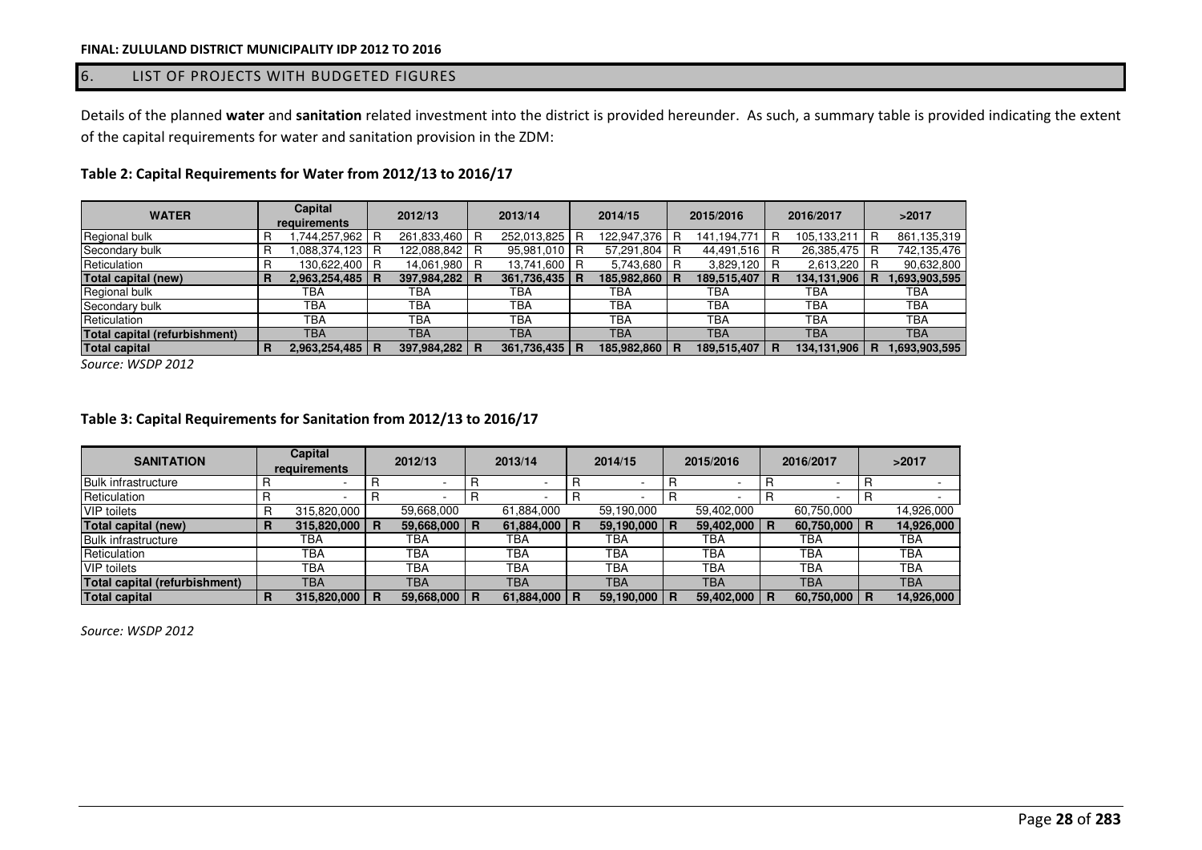## 6. LIST OF PROJECTS WITH BUDGETED FIGURES

Details of the planned **water** and **sanitation** related investment into the district is provided hereunder. As such, a summary table is provided indicating the extent of the capital requirements for water and sanitation provision in the ZDM:

### Table 2: Capital Requirements for Water from 2012/13 to 2016/17

| WATER | Capital requirements | 2012/13 | 2013/14 | 2014/15 | 2015/2016 | 2016/2017 | >2017 |
|---|---|---|---|---|---|---|---|
| Regional bulk | R 1,744,257,962 | R 261,833,460 | R 252,013,825 | R 122,947,376 | R 141,194,771 | R 105,133,211 | R 861,135,319 |
| Secondary bulk | R 1,088,374,123 | R 122,088,842 | R 95,981,010 | R 57,291,804 | R 44,491,516 | R 26,385,475 | R 742,135,476 |
| Reticulation | R 130,622,400 | R 14,061,980 | R 13,741,600 | R 5,743,680 | R 3,829,120 | R 2,613,220 | R 90,632,800 |
| **Total capital (new)** | **R 2,963,254,485** | **R 397,984,282** | **R 361,736,435** | **R 185,982,860** | **R 189,515,407** | **R 134,131,906** | **R 1,693,903,595** |
| Regional bulk | TBA | TBA | TBA | TBA | TBA | TBA | TBA |
| Secondary bulk | TBA | TBA | TBA | TBA | TBA | TBA | TBA |
| Reticulation | TBA | TBA | TBA | TBA | TBA | TBA | TBA |
| **Total capital (refurbishment)** | TBA | TBA | TBA | TBA | TBA | TBA | TBA |
| **Total capital** | **R 2,963,254,485** | **R 397,984,282** | **R 361,736,435** | **R 185,982,860** | **R 189,515,407** | **R 134,131,906** | **R 1,693,903,595** |

*Source: WSDP 2012*

### Table 3: Capital Requirements for Sanitation from 2012/13 to 2016/17

| SANITATION | Capital requirements | 2012/13 | 2013/14 | 2014/15 | 2015/2016 | 2016/2017 | >2017 |
|---|---|---|---|---|---|---|---|
| Bulk infrastructure | R - | R - | R - | R - | R - | R - | R - |
| Reticulation | R - | R - | R - | R - | R - | R - | R - |
| VIP toilets | R 315,820,000 | 59,668,000 | 61,884,000 | 59,190,000 | 59,402,000 | 60,750,000 | 14,926,000 |
| **Total capital (new)** | **R 315,820,000** | **R 59,668,000** | **R 61,884,000** | **R 59,190,000** | **R 59,402,000** | **R 60,750,000** | **R 14,926,000** |
| Bulk infrastructure | TBA | TBA | TBA | TBA | TBA | TBA | TBA |
| Reticulation | TBA | TBA | TBA | TBA | TBA | TBA | TBA |
| VIP toilets | TBA | TBA | TBA | TBA | TBA | TBA | TBA |
| **Total capital (refurbishment)** | TBA | TBA | TBA | TBA | TBA | TBA | TBA |
| **Total capital** | **R 315,820,000** | **R 59,668,000** | **R 61,884,000** | **R 59,190,000** | **R 59,402,000** | **R 60,750,000** | **R 14,926,000** |

*Source: WSDP 2012*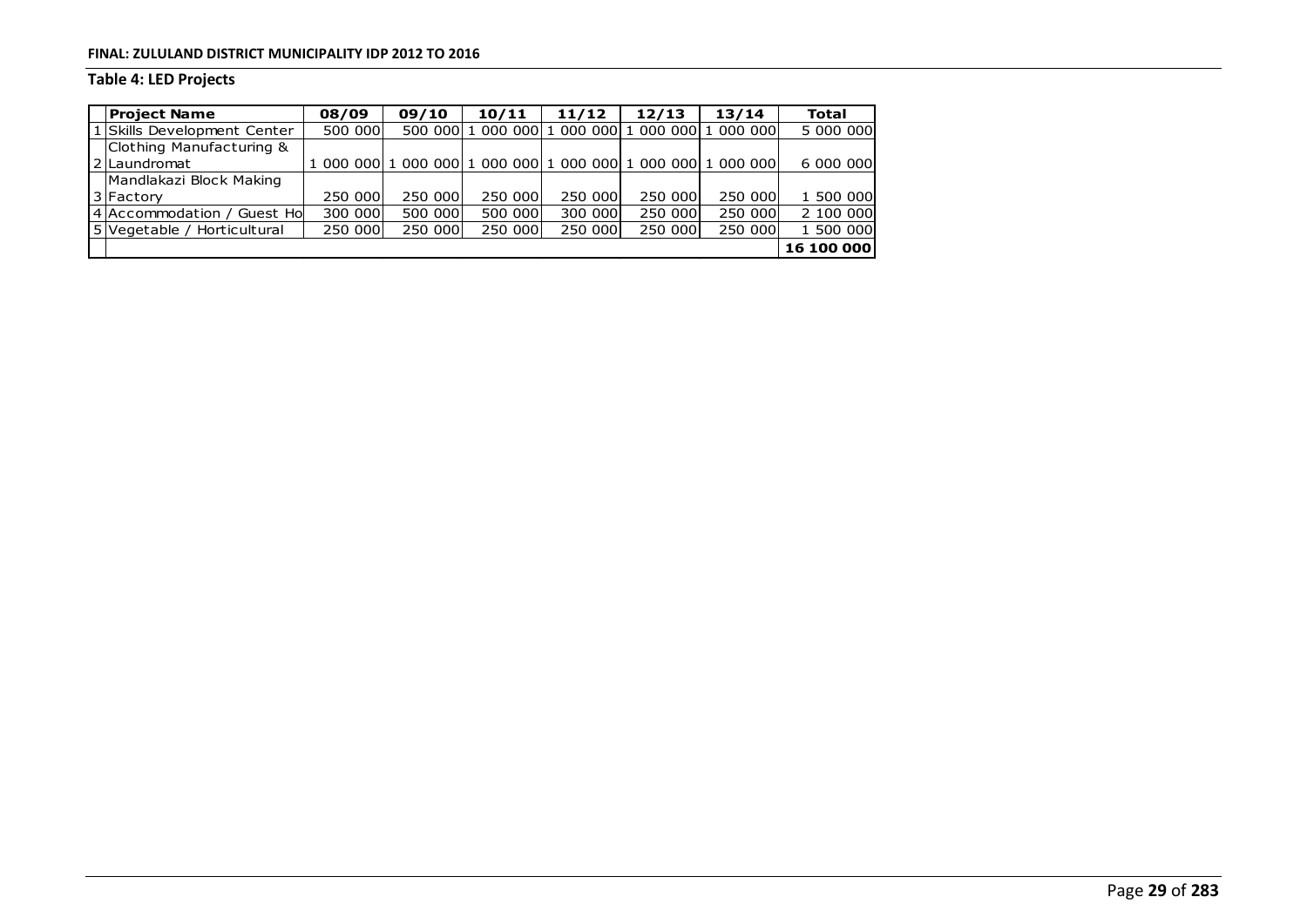**Table 4: LED Projects**

| | Project Name | 08/09 | 09/10 | 10/11 | 11/12 | 12/13 | 13/14 | Total |
|---|---|---|---|---|---|---|---|---|
| 1 | Skills Development Center | 500 000 | 500 000 | 1 000 000 | 1 000 000 | 1 000 000 | 1 000 000 | 5 000 000 |
| 2 | Clothing Manufacturing & Laundromat | 1 000 000 | 1 000 000 | 1 000 000 | 1 000 000 | 1 000 000 | 1 000 000 | 6 000 000 |
| 3 | Mandlakazi Block Making Factory | 250 000 | 250 000 | 250 000 | 250 000 | 250 000 | 250 000 | 1 500 000 |
| 4 | Accommodation / Guest Ho | 300 000 | 500 000 | 500 000 | 300 000 | 250 000 | 250 000 | 2 100 000 |
| 5 | Vegetable / Horticultural | 250 000 | 250 000 | 250 000 | 250 000 | 250 000 | 250 000 | 1 500 000 |
| | | | | | | | | **16 100 000** |